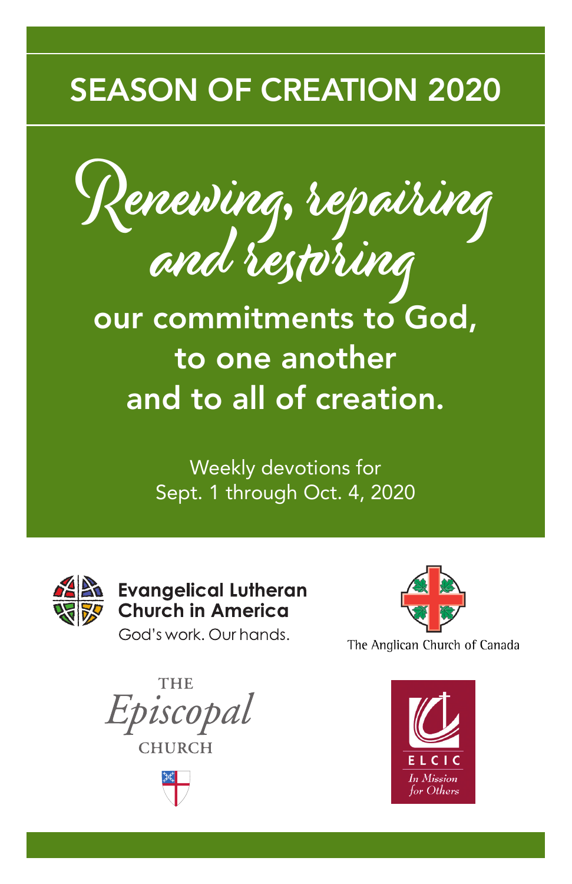# SEASON OF CREATION 2020

## Renewing, repairing and restoring

**our commitments to God, to one another and to all of creation.**

Weekly devotions for Sept. 1 through Oct. 4, 2020

**Evangelical Lutheran Church in America**
God's work. Our hands.

The Anglican Church of Canada

THE *Episcopal* CHURCH

ELCIC
*In Mission for Others*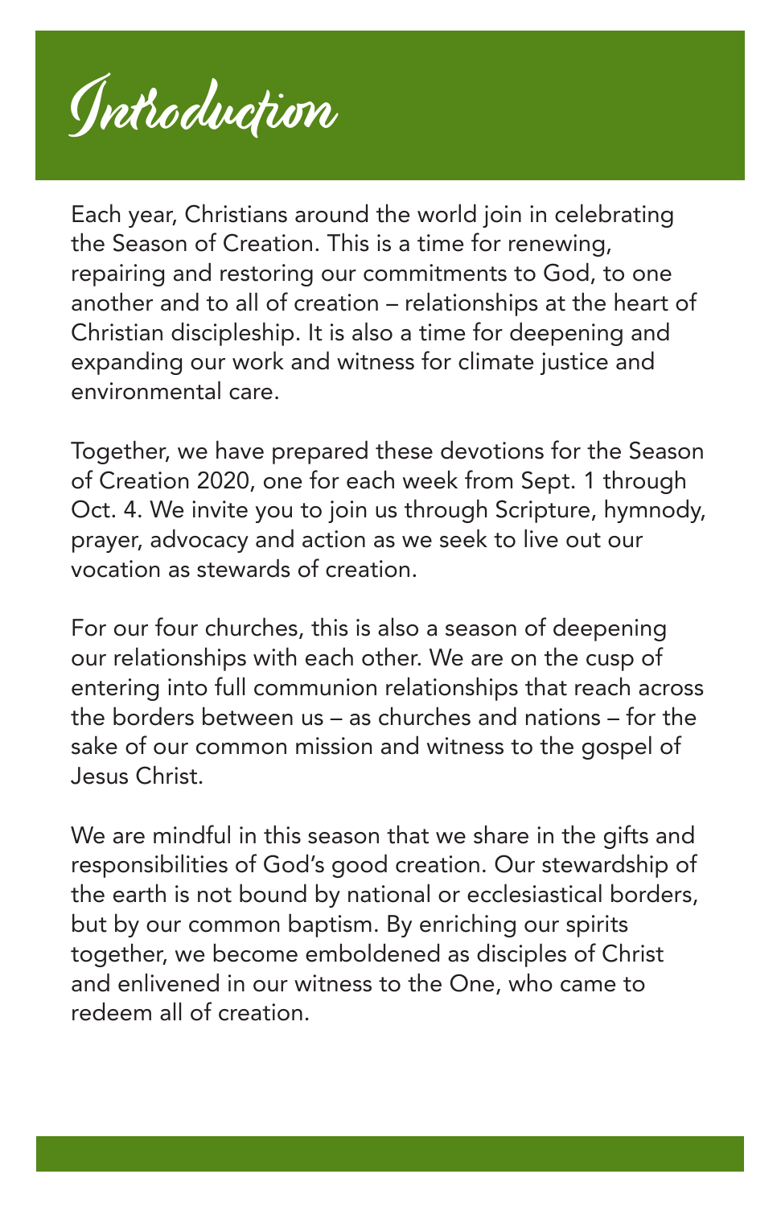# Introduction

Each year, Christians around the world join in celebrating the Season of Creation. This is a time for renewing, repairing and restoring our commitments to God, to one another and to all of creation – relationships at the heart of Christian discipleship. It is also a time for deepening and expanding our work and witness for climate justice and environmental care.

Together, we have prepared these devotions for the Season of Creation 2020, one for each week from Sept. 1 through Oct. 4. We invite you to join us through Scripture, hymnody, prayer, advocacy and action as we seek to live out our vocation as stewards of creation.

For our four churches, this is also a season of deepening our relationships with each other. We are on the cusp of entering into full communion relationships that reach across the borders between us – as churches and nations – for the sake of our common mission and witness to the gospel of Jesus Christ.

We are mindful in this season that we share in the gifts and responsibilities of God's good creation. Our stewardship of the earth is not bound by national or ecclesiastical borders, but by our common baptism. By enriching our spirits together, we become emboldened as disciples of Christ and enlivened in our witness to the One, who came to redeem all of creation.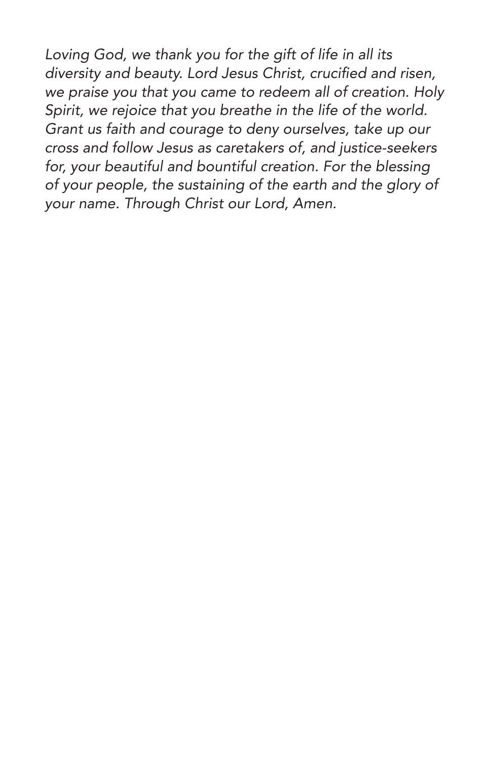*Loving God, we thank you for the gift of life in all its diversity and beauty. Lord Jesus Christ, crucified and risen, we praise you that you came to redeem all of creation. Holy Spirit, we rejoice that you breathe in the life of the world. Grant us faith and courage to deny ourselves, take up our cross and follow Jesus as caretakers of, and justice-seekers for, your beautiful and bountiful creation. For the blessing of your people, the sustaining of the earth and the glory of your name. Through Christ our Lord, Amen.*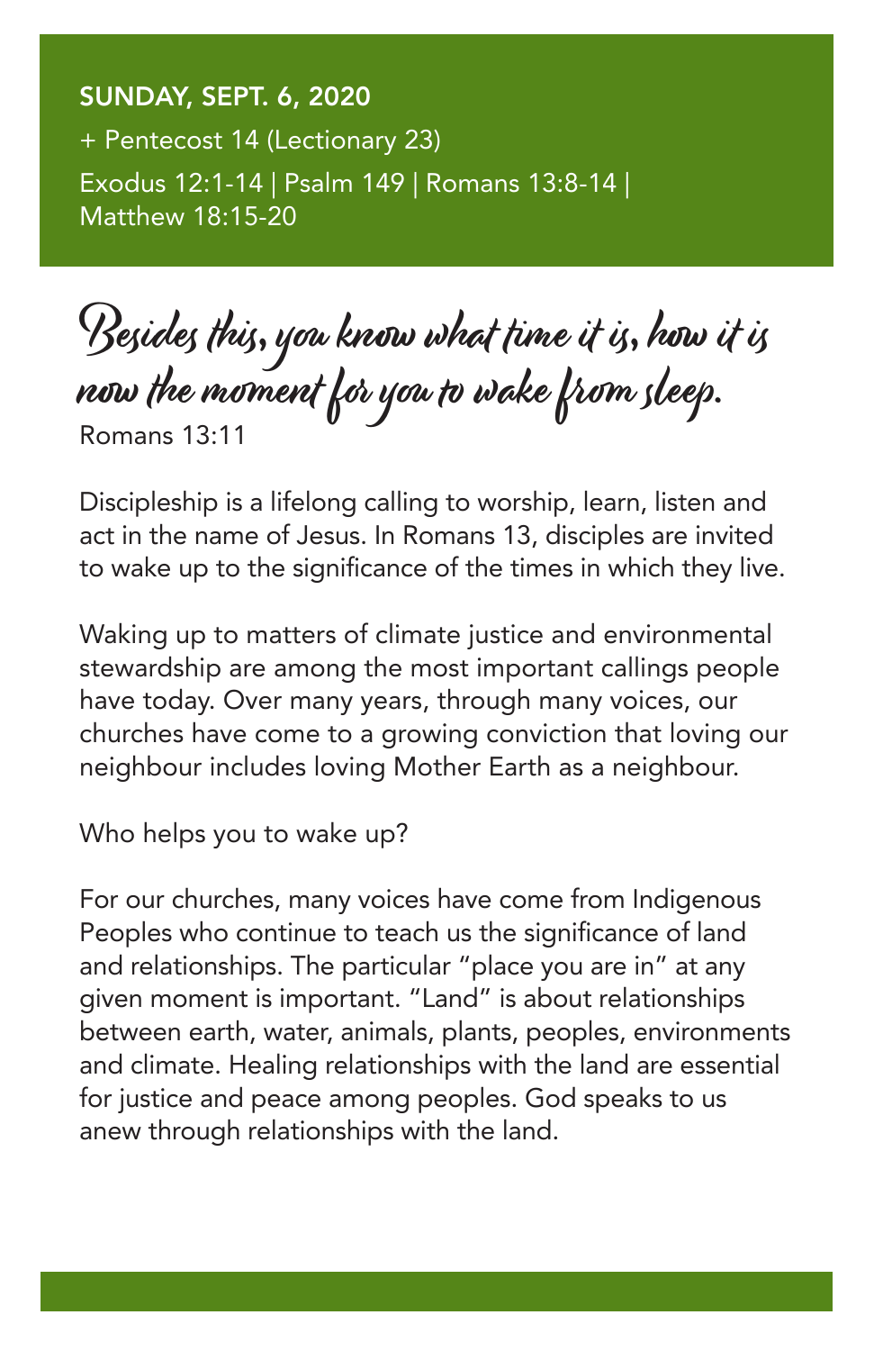**SUNDAY, SEPT. 6, 2020**

+ Pentecost 14 (Lectionary 23)

Exodus 12:1-14 | Psalm 149 | Romans 13:8-14 | Matthew 18:15-20

*Besides this, you know what time it is, how it is now the moment for you to wake from sleep.*

Romans 13:11

Discipleship is a lifelong calling to worship, learn, listen and act in the name of Jesus. In Romans 13, disciples are invited to wake up to the significance of the times in which they live.

Waking up to matters of climate justice and environmental stewardship are among the most important callings people have today. Over many years, through many voices, our churches have come to a growing conviction that loving our neighbour includes loving Mother Earth as a neighbour.

Who helps you to wake up?

For our churches, many voices have come from Indigenous Peoples who continue to teach us the significance of land and relationships. The particular "place you are in" at any given moment is important. "Land" is about relationships between earth, water, animals, plants, peoples, environments and climate. Healing relationships with the land are essential for justice and peace among peoples. God speaks to us anew through relationships with the land.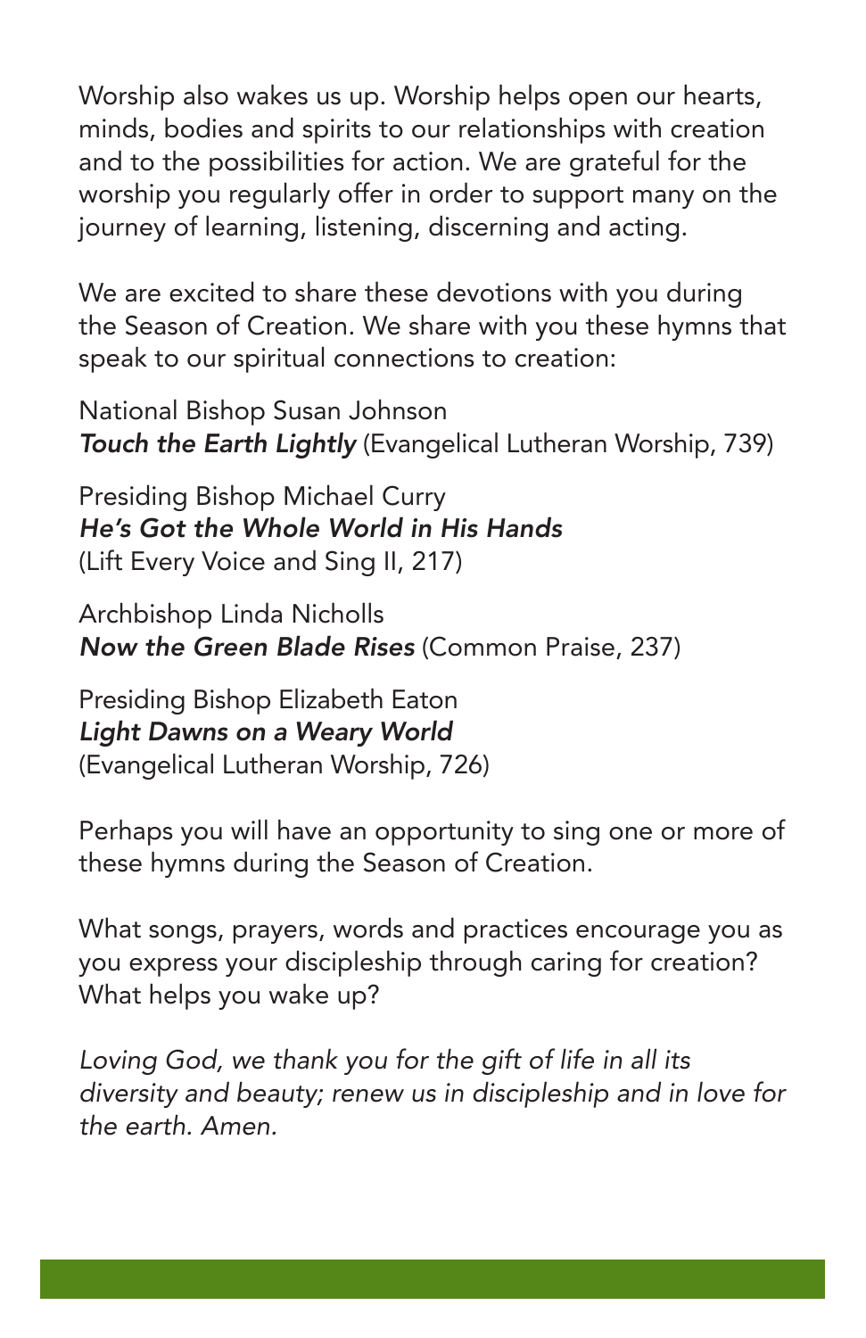Worship also wakes us up. Worship helps open our hearts, minds, bodies and spirits to our relationships with creation and to the possibilities for action. We are grateful for the worship you regularly offer in order to support many on the journey of learning, listening, discerning and acting.

We are excited to share these devotions with you during the Season of Creation. We share with you these hymns that speak to our spiritual connections to creation:

National Bishop Susan Johnson
***Touch the Earth Lightly*** (Evangelical Lutheran Worship, 739)

Presiding Bishop Michael Curry
***He's Got the Whole World in His Hands***
(Lift Every Voice and Sing II, 217)

Archbishop Linda Nicholls
***Now the Green Blade Rises*** (Common Praise, 237)

Presiding Bishop Elizabeth Eaton
***Light Dawns on a Weary World***
(Evangelical Lutheran Worship, 726)

Perhaps you will have an opportunity to sing one or more of these hymns during the Season of Creation.

What songs, prayers, words and practices encourage you as you express your discipleship through caring for creation? What helps you wake up?

*Loving God, we thank you for the gift of life in all its diversity and beauty; renew us in discipleship and in love for the earth. Amen.*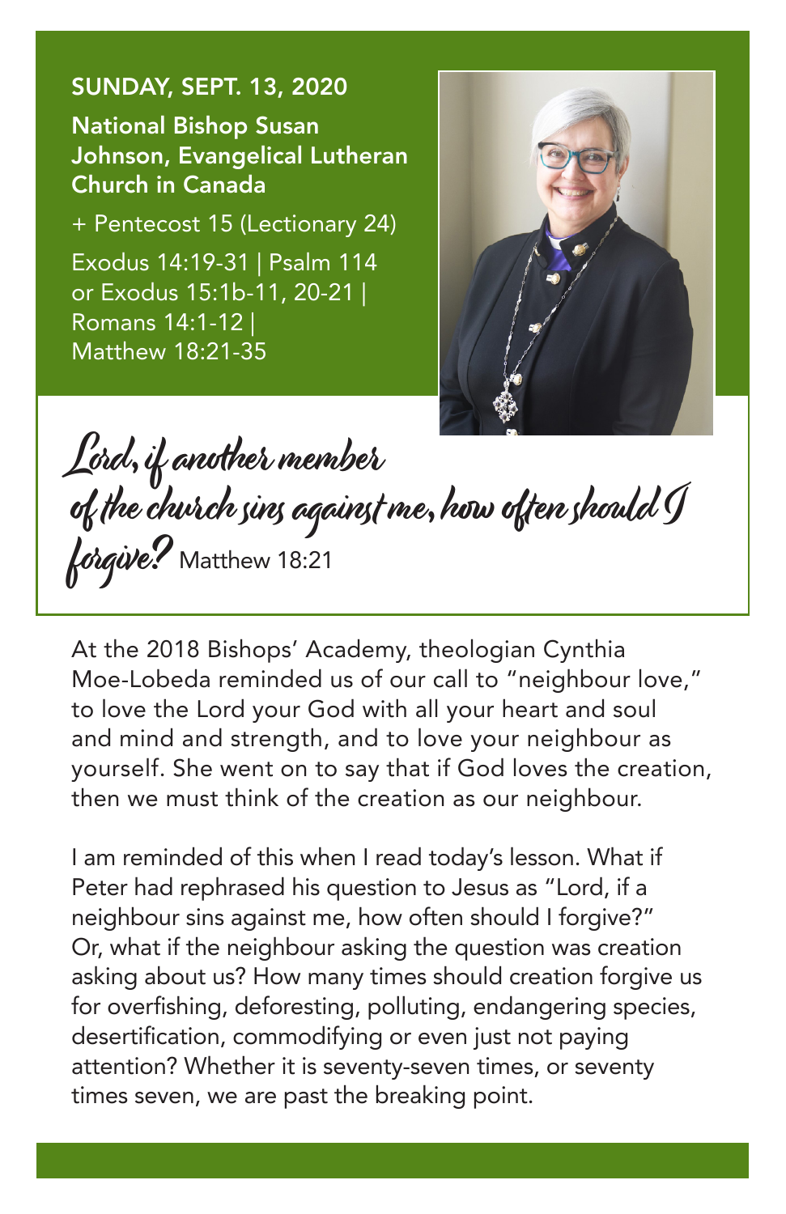## SUNDAY, SEPT. 13, 2020

**National Bishop Susan Johnson, Evangelical Lutheran Church in Canada**

+ Pentecost 15 (Lectionary 24)

Exodus 14:19-31 | Psalm 114 or Exodus 15:1b-11, 20-21 | Romans 14:1-12 | Matthew 18:21-35

*Lord, if another member of the church sins against me, how often should I forgive?* Matthew 18:21

At the 2018 Bishops' Academy, theologian Cynthia Moe-Lobeda reminded us of our call to "neighbour love," to love the Lord your God with all your heart and soul and mind and strength, and to love your neighbour as yourself. She went on to say that if God loves the creation, then we must think of the creation as our neighbour.

I am reminded of this when I read today's lesson. What if Peter had rephrased his question to Jesus as "Lord, if a neighbour sins against me, how often should I forgive?" Or, what if the neighbour asking the question was creation asking about us? How many times should creation forgive us for overfishing, deforesting, polluting, endangering species, desertification, commodifying or even just not paying attention? Whether it is seventy-seven times, or seventy times seven, we are past the breaking point.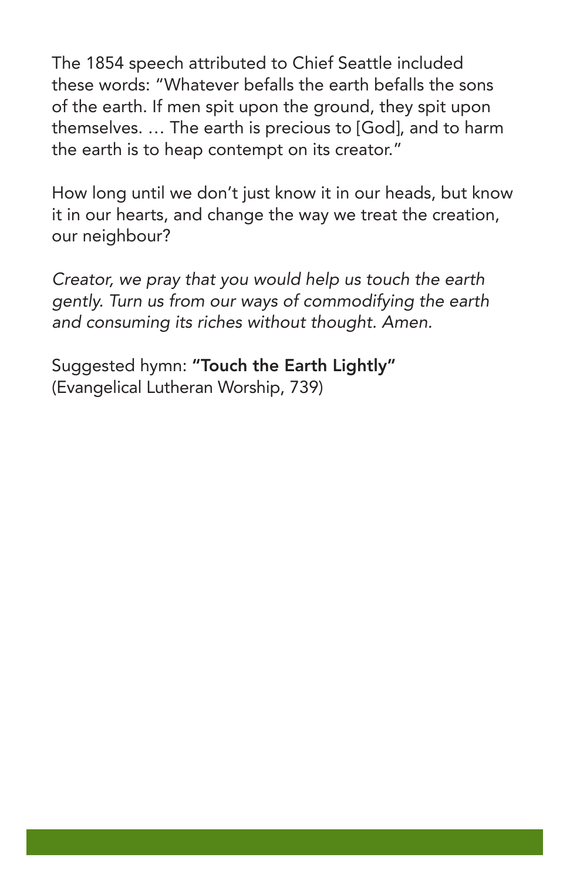The 1854 speech attributed to Chief Seattle included these words: "Whatever befalls the earth befalls the sons of the earth. If men spit upon the ground, they spit upon themselves. … The earth is precious to [God], and to harm the earth is to heap contempt on its creator."

How long until we don't just know it in our heads, but know it in our hearts, and change the way we treat the creation, our neighbour?

*Creator, we pray that you would help us touch the earth gently. Turn us from our ways of commodifying the earth and consuming its riches without thought. Amen.*

Suggested hymn: **"Touch the Earth Lightly"** (Evangelical Lutheran Worship, 739)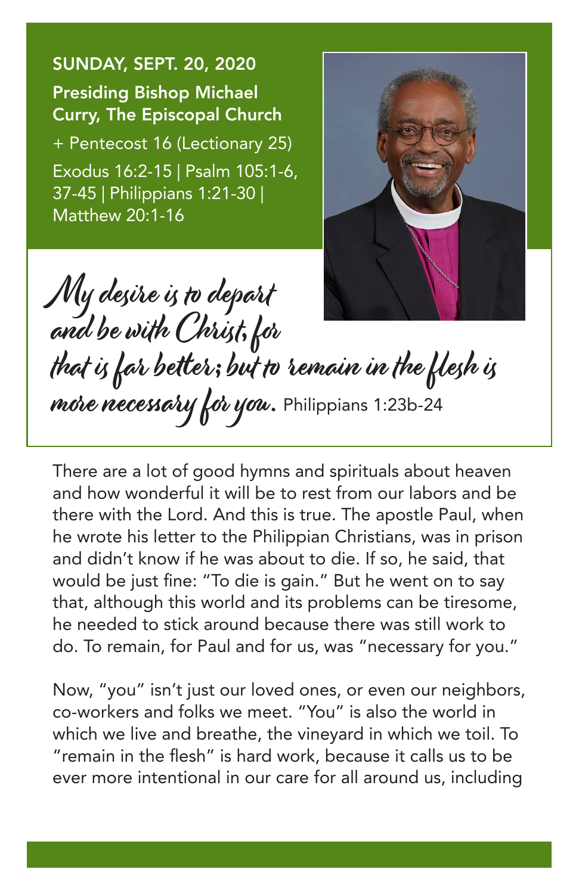**SUNDAY, SEPT. 20, 2020**

**Presiding Bishop Michael Curry, The Episcopal Church**

+ Pentecost 16 (Lectionary 25)

Exodus 16:2-15 | Psalm 105:1-6, 37-45 | Philippians 1:21-30 | Matthew 20:1-16

*My desire is to depart and be with Christ, for that is far better; but to remain in the flesh is more necessary for you.* Philippians 1:23b-24

There are a lot of good hymns and spirituals about heaven and how wonderful it will be to rest from our labors and be there with the Lord. And this is true. The apostle Paul, when he wrote his letter to the Philippian Christians, was in prison and didn't know if he was about to die. If so, he said, that would be just fine: "To die is gain." But he went on to say that, although this world and its problems can be tiresome, he needed to stick around because there was still work to do. To remain, for Paul and for us, was "necessary for you."

Now, "you" isn't just our loved ones, or even our neighbors, co-workers and folks we meet. "You" is also the world in which we live and breathe, the vineyard in which we toil. To "remain in the flesh" is hard work, because it calls us to be ever more intentional in our care for all around us, including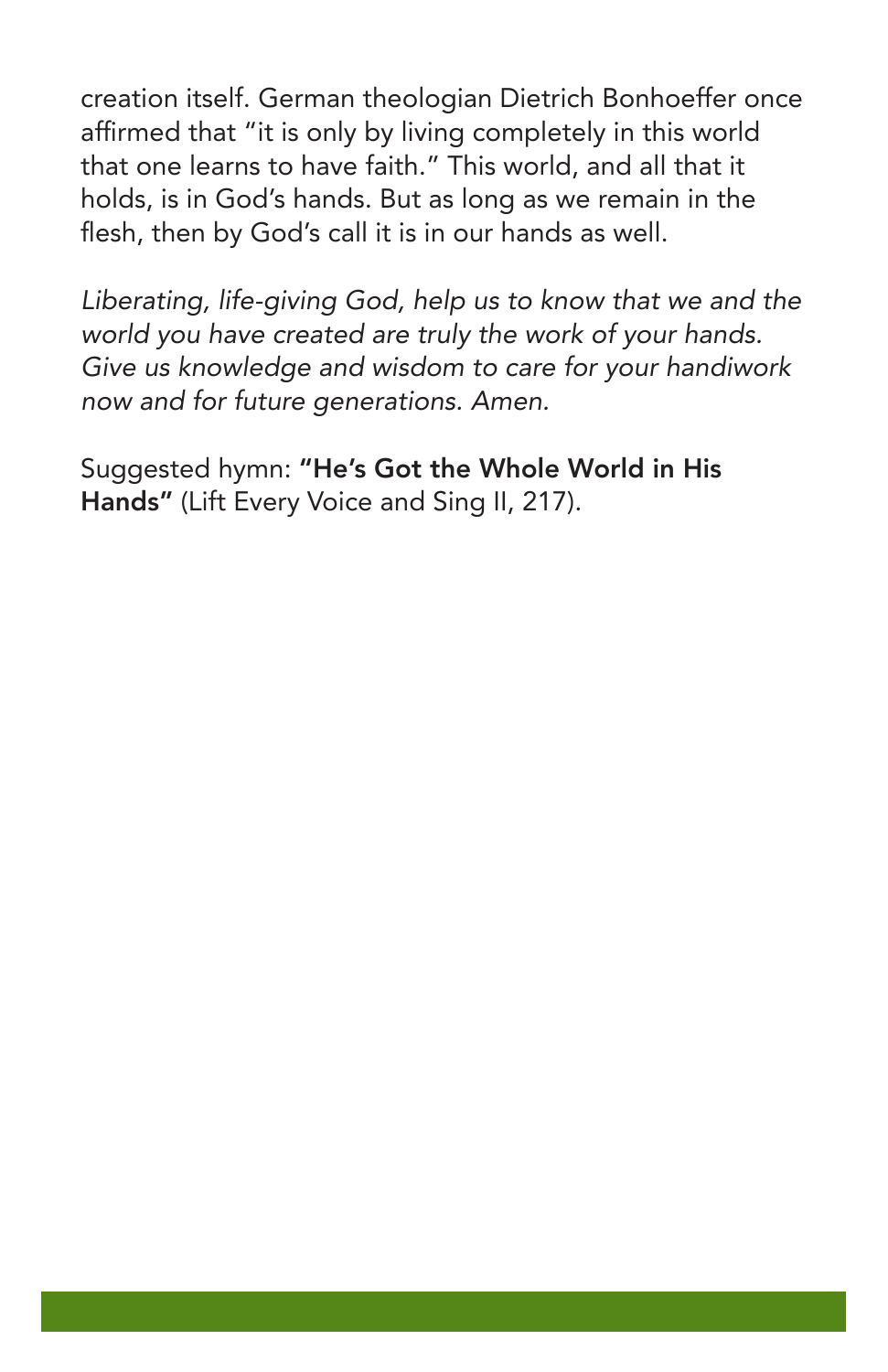creation itself. German theologian Dietrich Bonhoeffer once affirmed that "it is only by living completely in this world that one learns to have faith." This world, and all that it holds, is in God's hands. But as long as we remain in the flesh, then by God's call it is in our hands as well.

*Liberating, life-giving God, help us to know that we and the world you have created are truly the work of your hands. Give us knowledge and wisdom to care for your handiwork now and for future generations. Amen.*

Suggested hymn: **"He's Got the Whole World in His Hands"** (Lift Every Voice and Sing II, 217).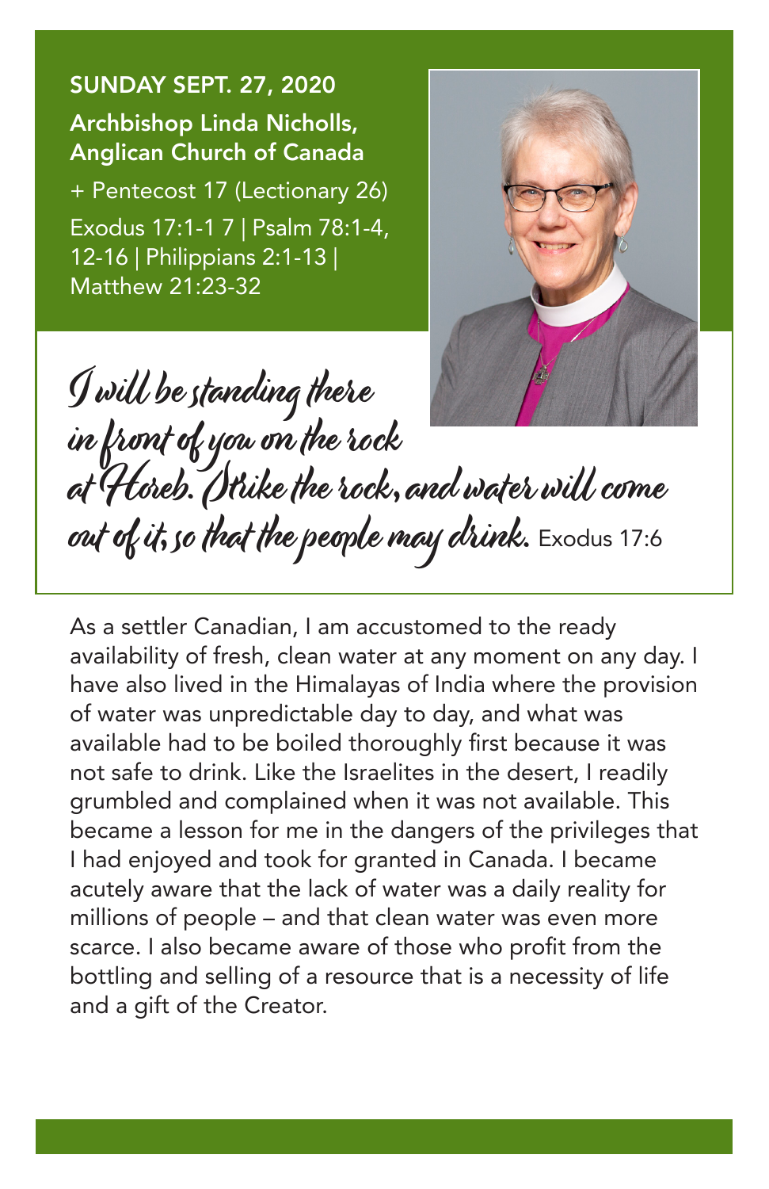**SUNDAY SEPT. 27, 2020**

**Archbishop Linda Nicholls, Anglican Church of Canada**

+ Pentecost 17 (Lectionary 26)

Exodus 17:1-1 7 | Psalm 78:1-4, 12-16 | Philippians 2:1-13 | Matthew 21:23-32

*I will be standing there in front of you on the rock at Horeb. Strike the rock, and water will come out of it, so that the people may drink.* Exodus 17:6

As a settler Canadian, I am accustomed to the ready availability of fresh, clean water at any moment on any day. I have also lived in the Himalayas of India where the provision of water was unpredictable day to day, and what was available had to be boiled thoroughly first because it was not safe to drink. Like the Israelites in the desert, I readily grumbled and complained when it was not available. This became a lesson for me in the dangers of the privileges that I had enjoyed and took for granted in Canada. I became acutely aware that the lack of water was a daily reality for millions of people – and that clean water was even more scarce. I also became aware of those who profit from the bottling and selling of a resource that is a necessity of life and a gift of the Creator.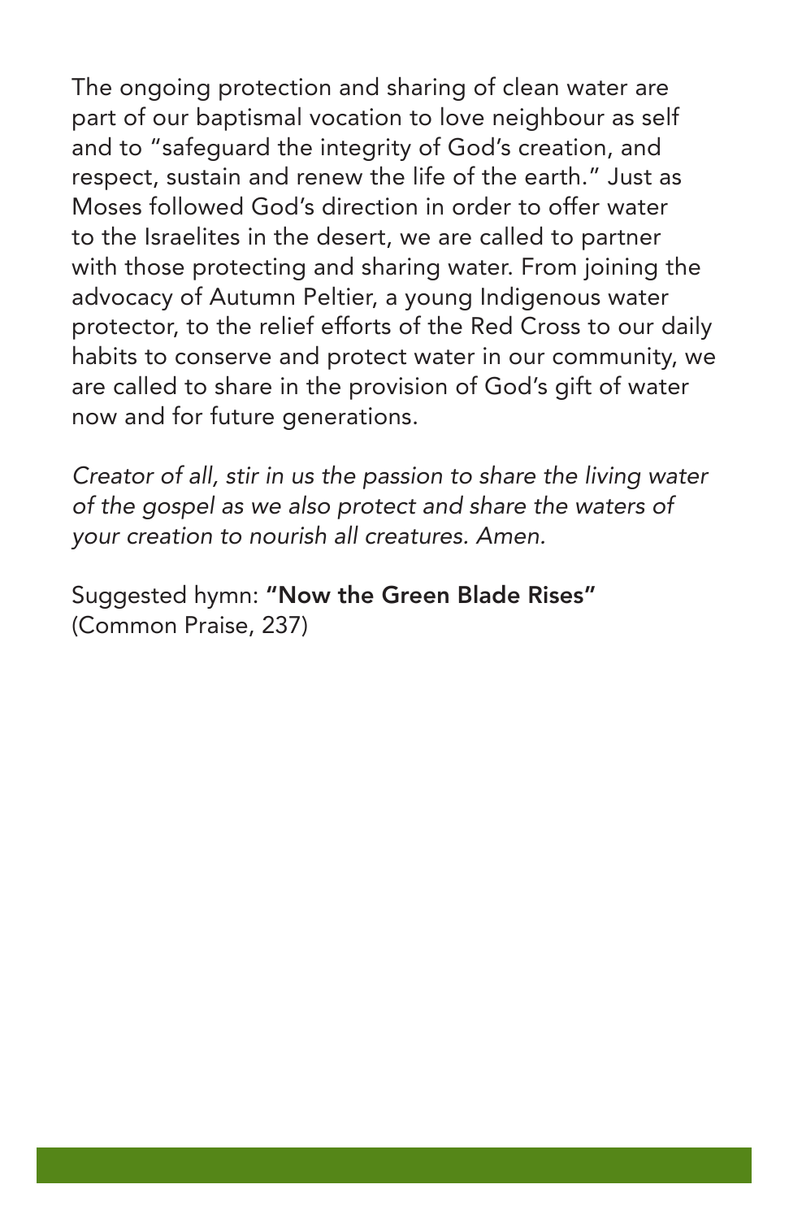The ongoing protection and sharing of clean water are part of our baptismal vocation to love neighbour as self and to "safeguard the integrity of God's creation, and respect, sustain and renew the life of the earth." Just as Moses followed God's direction in order to offer water to the Israelites in the desert, we are called to partner with those protecting and sharing water. From joining the advocacy of Autumn Peltier, a young Indigenous water protector, to the relief efforts of the Red Cross to our daily habits to conserve and protect water in our community, we are called to share in the provision of God's gift of water now and for future generations.

*Creator of all, stir in us the passion to share the living water of the gospel as we also protect and share the waters of your creation to nourish all creatures. Amen.*

Suggested hymn: **"Now the Green Blade Rises"** (Common Praise, 237)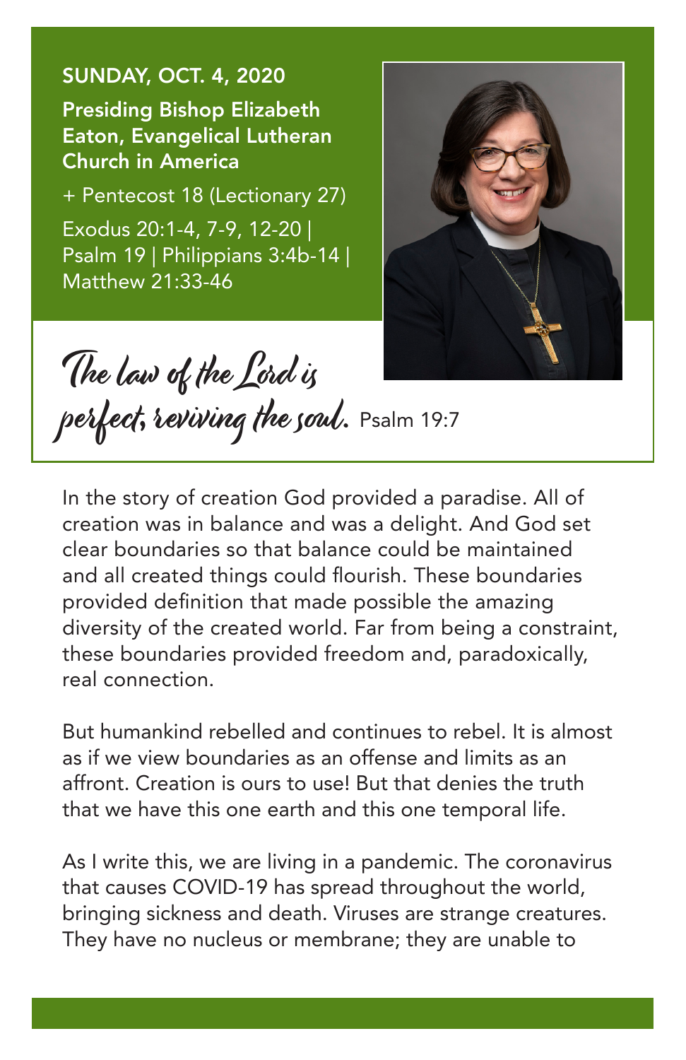**SUNDAY, OCT. 4, 2020**

**Presiding Bishop Elizabeth Eaton, Evangelical Lutheran Church in America**

+ Pentecost 18 (Lectionary 27)

Exodus 20:1-4, 7-9, 12-20 | Psalm 19 | Philippians 3:4b-14 | Matthew 21:33-46

*The law of the Lord is perfect, reviving the soul.* Psalm 19:7

In the story of creation God provided a paradise. All of creation was in balance and was a delight. And God set clear boundaries so that balance could be maintained and all created things could flourish. These boundaries provided definition that made possible the amazing diversity of the created world. Far from being a constraint, these boundaries provided freedom and, paradoxically, real connection.

But humankind rebelled and continues to rebel. It is almost as if we view boundaries as an offense and limits as an affront. Creation is ours to use! But that denies the truth that we have this one earth and this one temporal life.

As I write this, we are living in a pandemic. The coronavirus that causes COVID-19 has spread throughout the world, bringing sickness and death. Viruses are strange creatures. They have no nucleus or membrane; they are unable to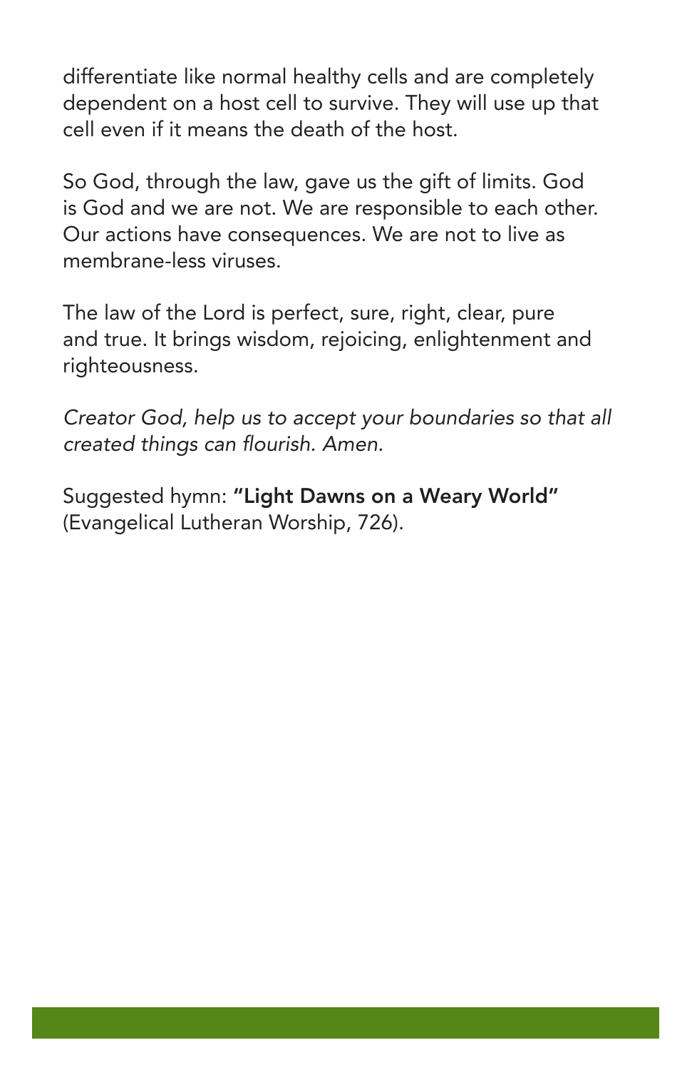differentiate like normal healthy cells and are completely dependent on a host cell to survive. They will use up that cell even if it means the death of the host.

So God, through the law, gave us the gift of limits. God is God and we are not. We are responsible to each other. Our actions have consequences. We are not to live as membrane-less viruses.

The law of the Lord is perfect, sure, right, clear, pure and true. It brings wisdom, rejoicing, enlightenment and righteousness.

*Creator God, help us to accept your boundaries so that all created things can flourish. Amen.*

Suggested hymn: **"Light Dawns on a Weary World"** (Evangelical Lutheran Worship, 726).